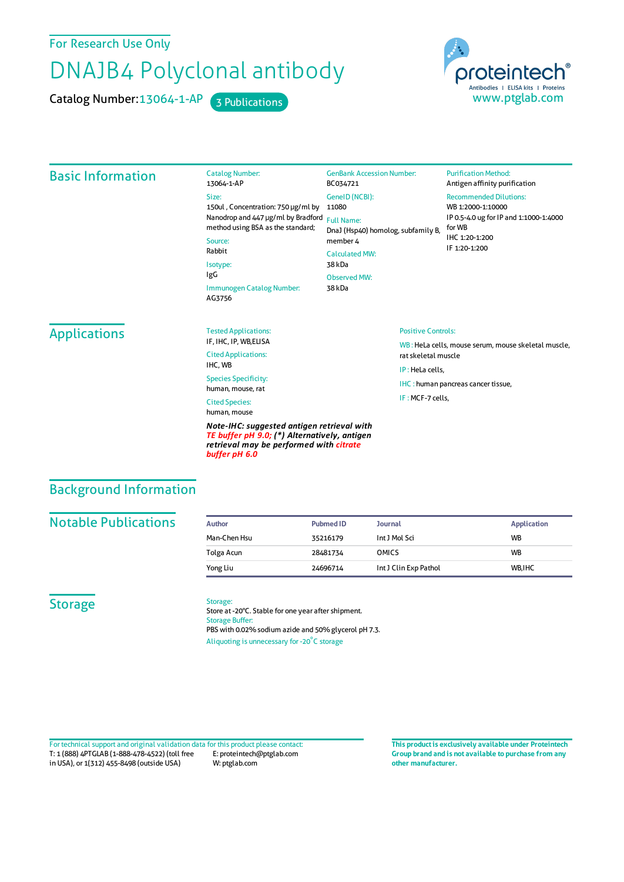For Research Use Only

# DNAJB4 Polyclonal antibody

Catalog Number: 13064-1-AP 3 Publications

proteintech® Antibodies | ELISA kits | Proteins
www.ptglab.com

## Basic Information

Catalog Number:
13064-1-AP

Size:
150ul , Concentration: 750 μg/ml by Nanodrop and 447 μg/ml by Bradford method using BSA as the standard;

Source:
Rabbit

Isotype:
IgG

Immunogen Catalog Number:
AG3756

GenBank Accession Number:
BC034721

GeneID (NCBI):
11080

Full Name:
DnaJ (Hsp40) homolog, subfamily B, member 4

Calculated MW:
38 kDa

Observed MW:
38 kDa

Purification Method:
Antigen affinity purification

Recommended Dilutions:
WB 1:2000-1:10000
IP 0.5-4.0 ug for IP and 1:1000-1:4000 for WB
IHC 1:20-1:200
IF 1:20-1:200

## Applications

Tested Applications:
IF, IHC, IP, WB,ELISA

Cited Applications:
IHC, WB

Species Specificity:
human, mouse, rat

Cited Species:
human, mouse

***Note-IHC: suggested antigen retrieval with TE buffer pH 9.0; (\*) Alternatively, antigen retrieval may be performed with citrate buffer pH 6.0***

Positive Controls:

WB : HeLa cells, mouse serum, mouse skeletal muscle, rat skeletal muscle

IP : HeLa cells,

IHC : human pancreas cancer tissue,

IF : MCF-7 cells,

## Background Information

## Notable Publications

| Author | Pubmed ID | Journal | Application |
|---|---|---|---|
| Man-Chen Hsu | 35216179 | Int J Mol Sci | WB |
| Tolga Acun | 28481734 | OMICS | WB |
| Yong Liu | 24696714 | Int J Clin Exp Pathol | WB,IHC |

## Storage

Storage:
Store at -20°C. Stable for one year after shipment.

Storage Buffer:
PBS with 0.02% sodium azide and 50% glycerol pH 7.3.

Aliquoting is unnecessary for -20°C storage

For technical support and original validation data for this product please contact:
T: 1 (888) 4PTGLAB (1-888-478-4522) (toll free in USA), or 1(312) 455-8498 (outside USA)
E: proteintech@ptglab.com
W: ptglab.com

**This product is exclusively available under Proteintech Group brand and is not available to purchase from any other manufacturer.**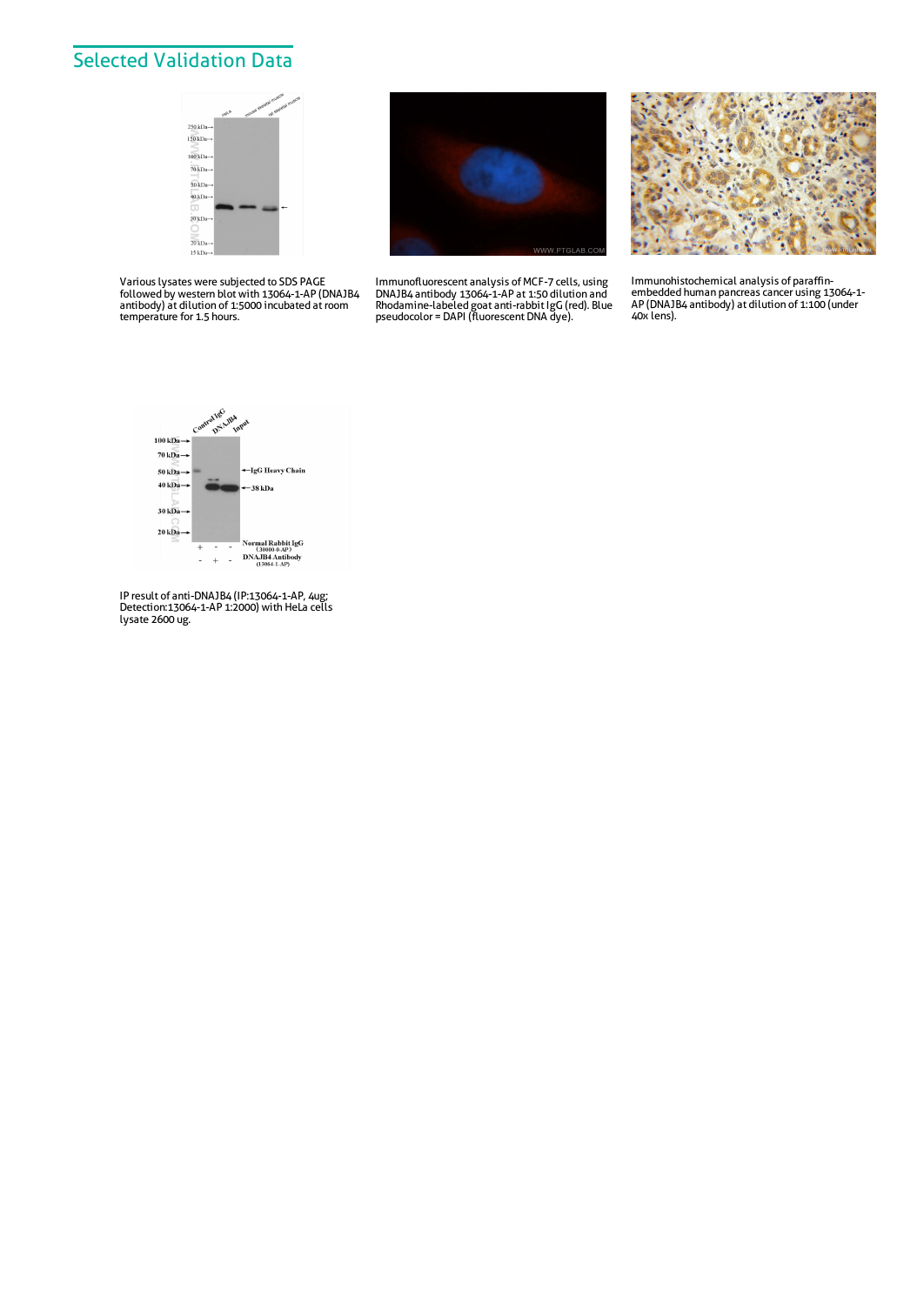## Selected Validation Data

Various lysates were subjected to SDS PAGE followed by western blot with 13064-1-AP (DNAJB4 antibody) at dilution of 1:5000 incubated at room temperature for 1.5 hours.

Immunofluorescent analysis of MCF-7 cells, using DNAJB4 antibody 13064-1-AP at 1:50 dilution and Rhodamine-labeled goat anti-rabbit IgG (red). Blue pseudocolor = DAPI (fluorescent DNA dye).

Immunohistochemical analysis of paraffin-embedded human pancreas cancer using 13064-1-AP (DNAJB4 antibody) at dilution of 1:100 (under 40x lens).

IP result of anti-DNAJB4 (IP:13064-1-AP, 4ug; Detection:13064-1-AP 1:2000) with HeLa cells lysate 2600 ug.